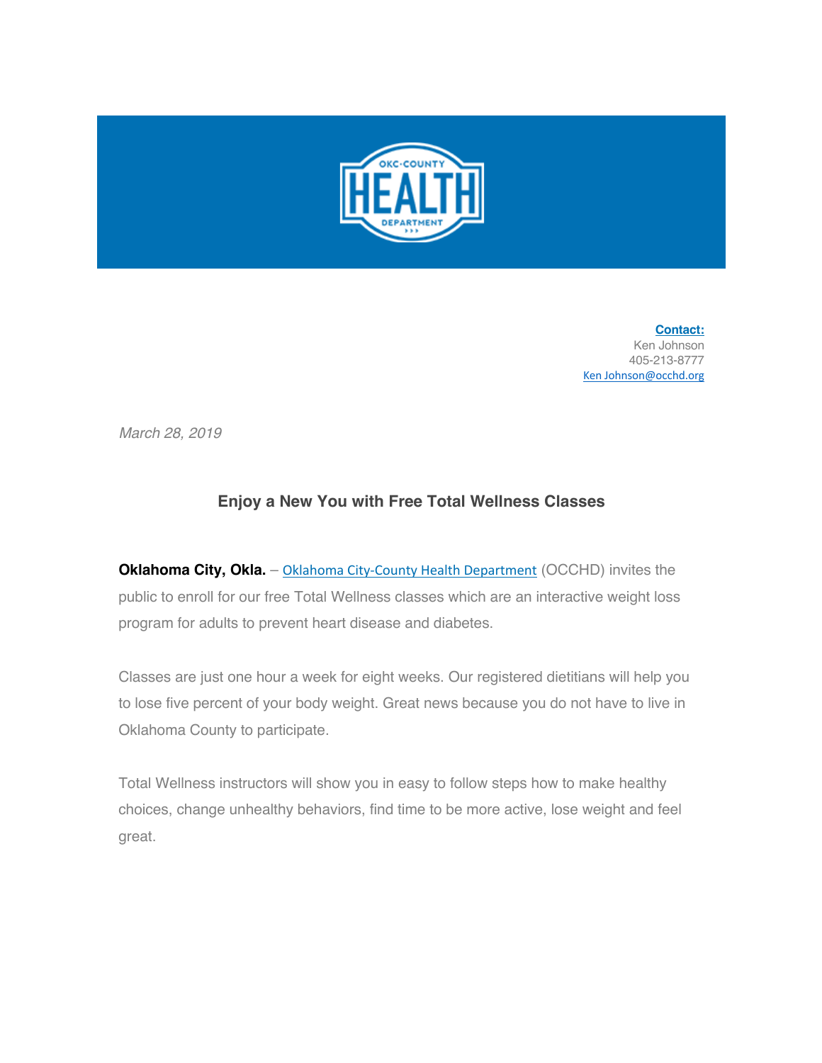**Contact:**
Ken Johnson
405-213-8777
Ken Johnson@occhd.org

*March 28, 2019*

## Enjoy a New You with Free Total Wellness Classes

**Oklahoma City, Okla.** – Oklahoma City-County Health Department (OCCHD) invites the public to enroll for our free Total Wellness classes which are an interactive weight loss program for adults to prevent heart disease and diabetes.

Classes are just one hour a week for eight weeks. Our registered dietitians will help you to lose five percent of your body weight. Great news because you do not have to live in Oklahoma County to participate.

Total Wellness instructors will show you in easy to follow steps how to make healthy choices, change unhealthy behaviors, find time to be more active, lose weight and feel great.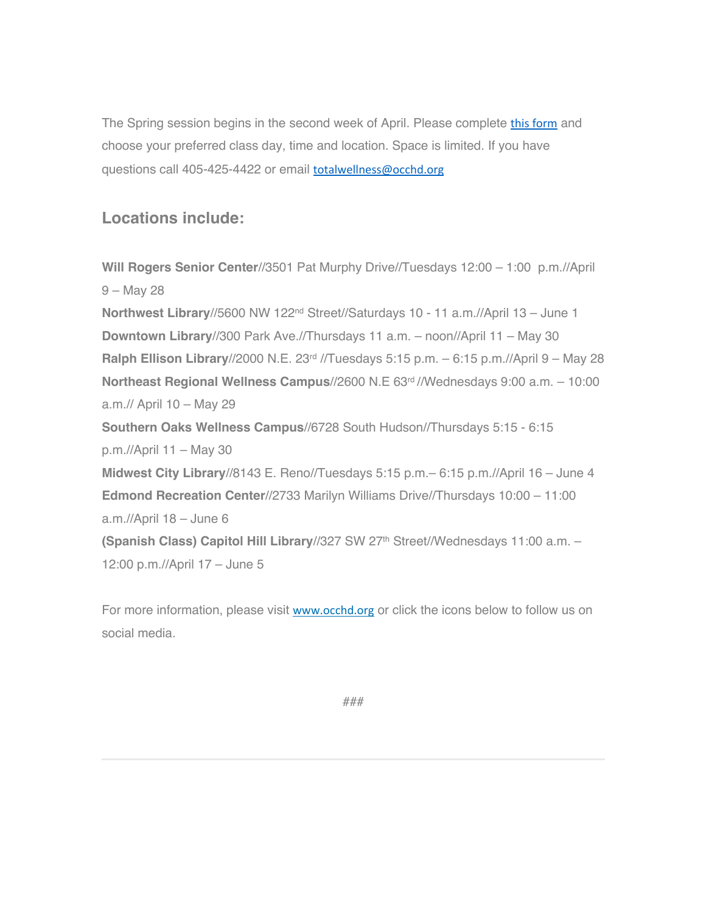The Spring session begins in the second week of April. Please complete this form and choose your preferred class day, time and location. Space is limited. If you have questions call 405-425-4422 or email totalwellness@occhd.org

## Locations include:

**Will Rogers Senior Center**//3501 Pat Murphy Drive//Tuesdays 12:00 – 1:00 p.m.//April 9 – May 28
**Northwest Library**//5600 NW 122nd Street//Saturdays 10 - 11 a.m.//April 13 – June 1
**Downtown Library**//300 Park Ave.//Thursdays 11 a.m. – noon//April 11 – May 30
**Ralph Ellison Library**//2000 N.E. 23rd //Tuesdays 5:15 p.m. – 6:15 p.m.//April 9 – May 28
**Northeast Regional Wellness Campus**//2600 N.E 63rd //Wednesdays 9:00 a.m. – 10:00 a.m.// April 10 – May 29
**Southern Oaks Wellness Campus**//6728 South Hudson//Thursdays 5:15 - 6:15 p.m.//April 11 – May 30
**Midwest City Library**//8143 E. Reno//Tuesdays 5:15 p.m.– 6:15 p.m.//April 16 – June 4
**Edmond Recreation Center**//2733 Marilyn Williams Drive//Thursdays 10:00 – 11:00 a.m.//April 18 – June 6
**(Spanish Class) Capitol Hill Library**//327 SW 27th Street//Wednesdays 11:00 a.m. – 12:00 p.m.//April 17 – June 5

For more information, please visit www.occhd.org or click the icons below to follow us on social media.

###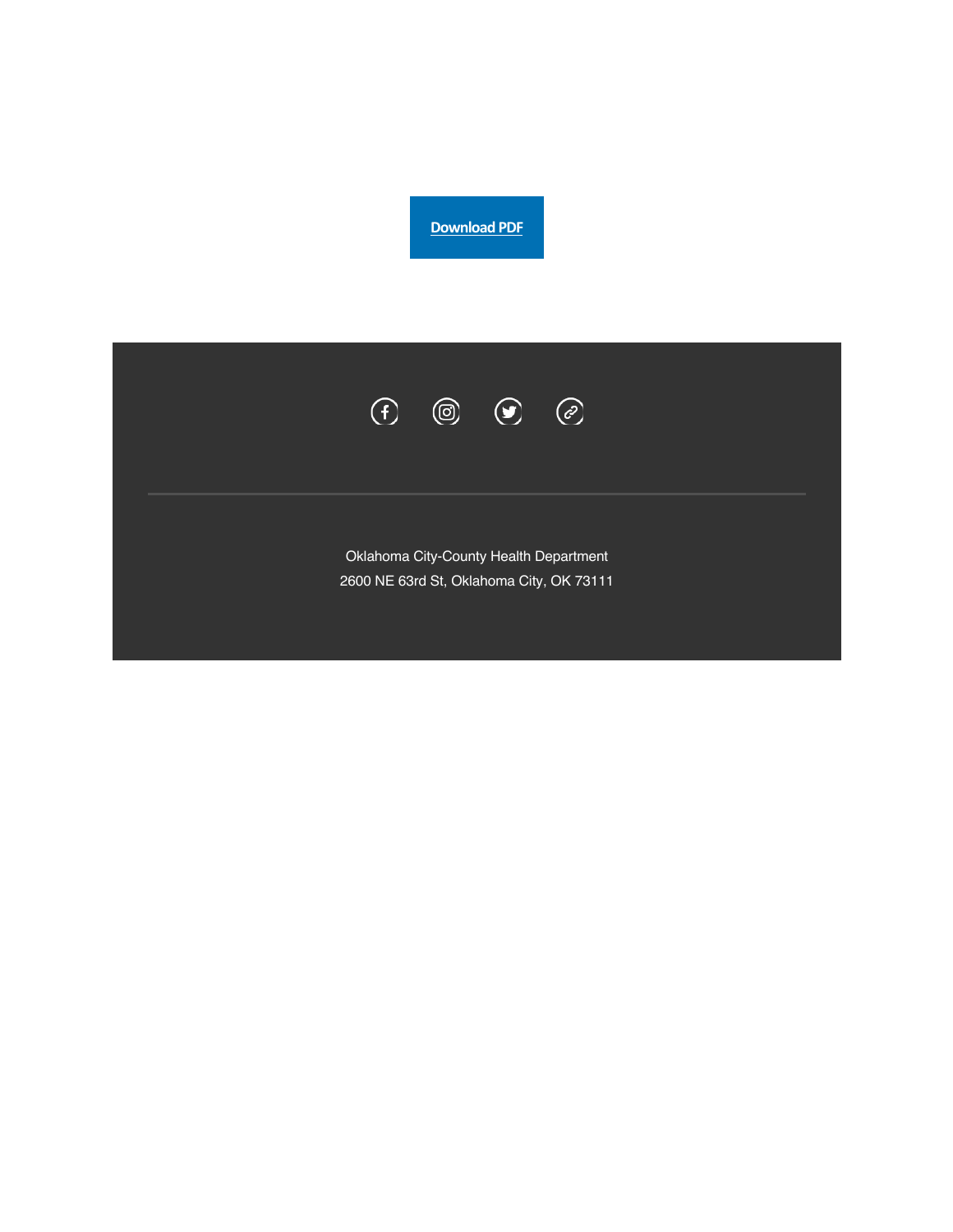**Download PDF**

Oklahoma City-County Health Department
2600 NE 63rd St, Oklahoma City, OK 73111